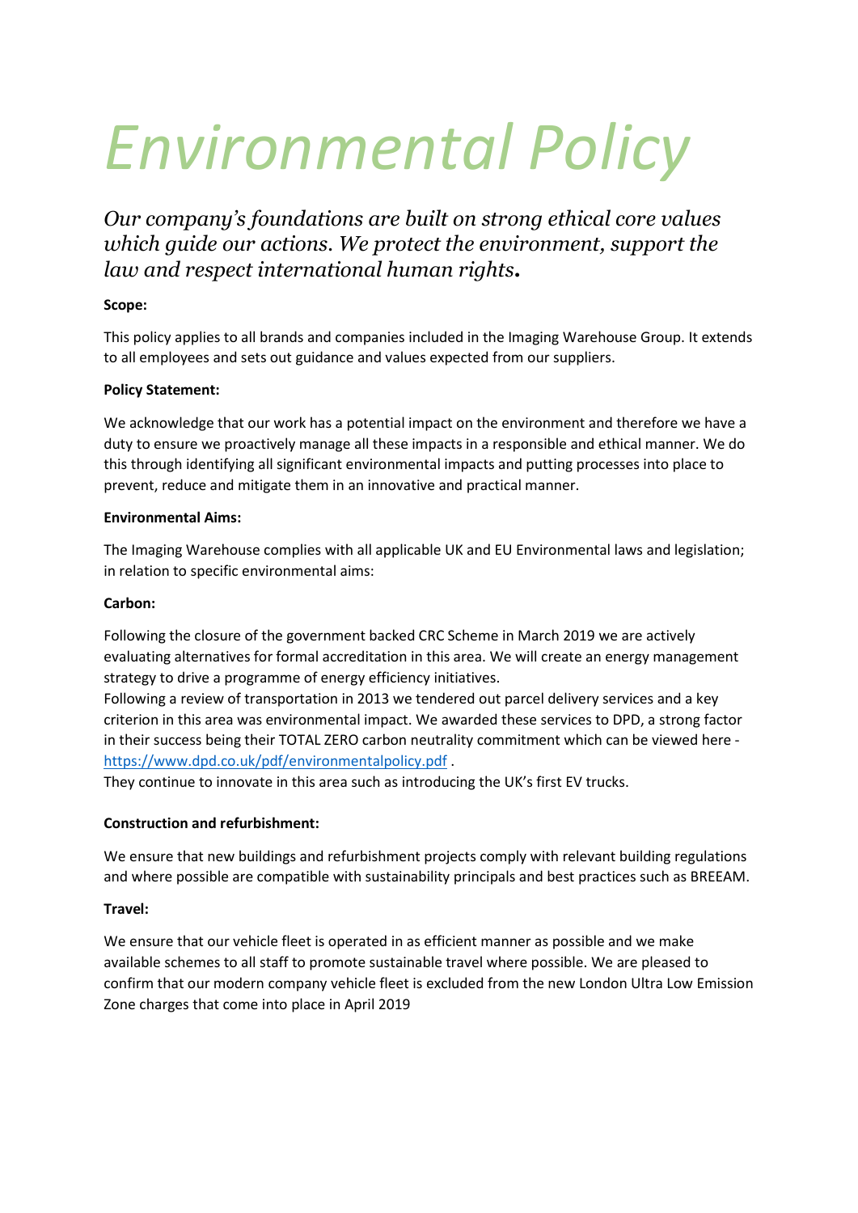# *Environmental Policy*

*Our company's foundations are built on strong ethical core values which guide our actions. We protect the environment, support the law and respect international human rights.*

**Scope:**

This policy applies to all brands and companies included in the Imaging Warehouse Group. It extends to all employees and sets out guidance and values expected from our suppliers.

**Policy Statement:**

We acknowledge that our work has a potential impact on the environment and therefore we have a duty to ensure we proactively manage all these impacts in a responsible and ethical manner. We do this through identifying all significant environmental impacts and putting processes into place to prevent, reduce and mitigate them in an innovative and practical manner.

**Environmental Aims:**

The Imaging Warehouse complies with all applicable UK and EU Environmental laws and legislation; in relation to specific environmental aims:

**Carbon:**

Following the closure of the government backed CRC Scheme in March 2019 we are actively evaluating alternatives for formal accreditation in this area. We will create an energy management strategy to drive a programme of energy efficiency initiatives.
Following a review of transportation in 2013 we tendered out parcel delivery services and a key criterion in this area was environmental impact. We awarded these services to DPD, a strong factor in their success being their TOTAL ZERO carbon neutrality commitment which can be viewed here - https://www.dpd.co.uk/pdf/environmentalpolicy.pdf .
They continue to innovate in this area such as introducing the UK's first EV trucks.

**Construction and refurbishment:**

We ensure that new buildings and refurbishment projects comply with relevant building regulations and where possible are compatible with sustainability principals and best practices such as BREEAM.

**Travel:**

We ensure that our vehicle fleet is operated in as efficient manner as possible and we make available schemes to all staff to promote sustainable travel where possible. We are pleased to confirm that our modern company vehicle fleet is excluded from the new London Ultra Low Emission Zone charges that come into place in April 2019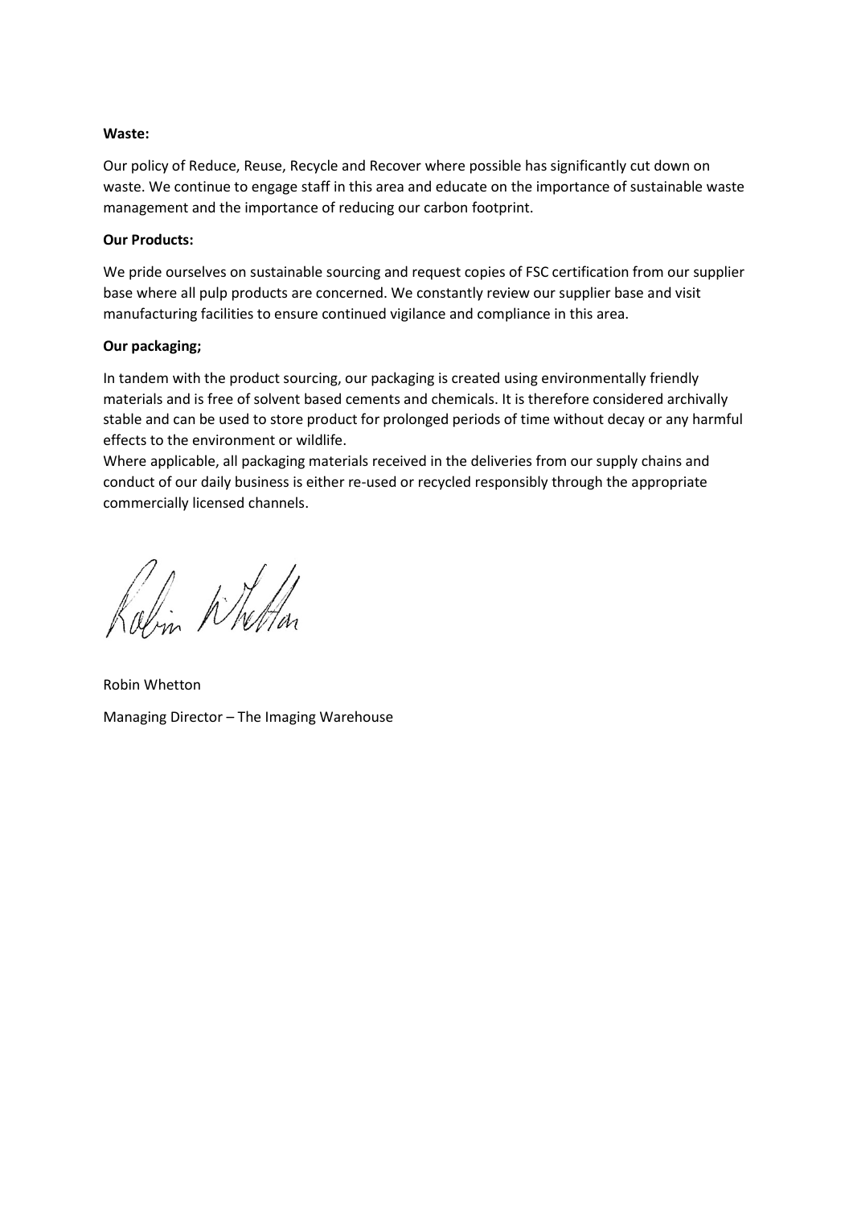**Waste:**

Our policy of Reduce, Reuse, Recycle and Recover where possible has significantly cut down on waste. We continue to engage staff in this area and educate on the importance of sustainable waste management and the importance of reducing our carbon footprint.

**Our Products:**

We pride ourselves on sustainable sourcing and request copies of FSC certification from our supplier base where all pulp products are concerned. We constantly review our supplier base and visit manufacturing facilities to ensure continued vigilance and compliance in this area.

**Our packaging;**

In tandem with the product sourcing, our packaging is created using environmentally friendly materials and is free of solvent based cements and chemicals. It is therefore considered archivally stable and can be used to store product for prolonged periods of time without decay or any harmful effects to the environment or wildlife.
Where applicable, all packaging materials received in the deliveries from our supply chains and conduct of our daily business is either re-used or recycled responsibly through the appropriate commercially licensed channels.

Robin Whetton

Managing Director – The Imaging Warehouse